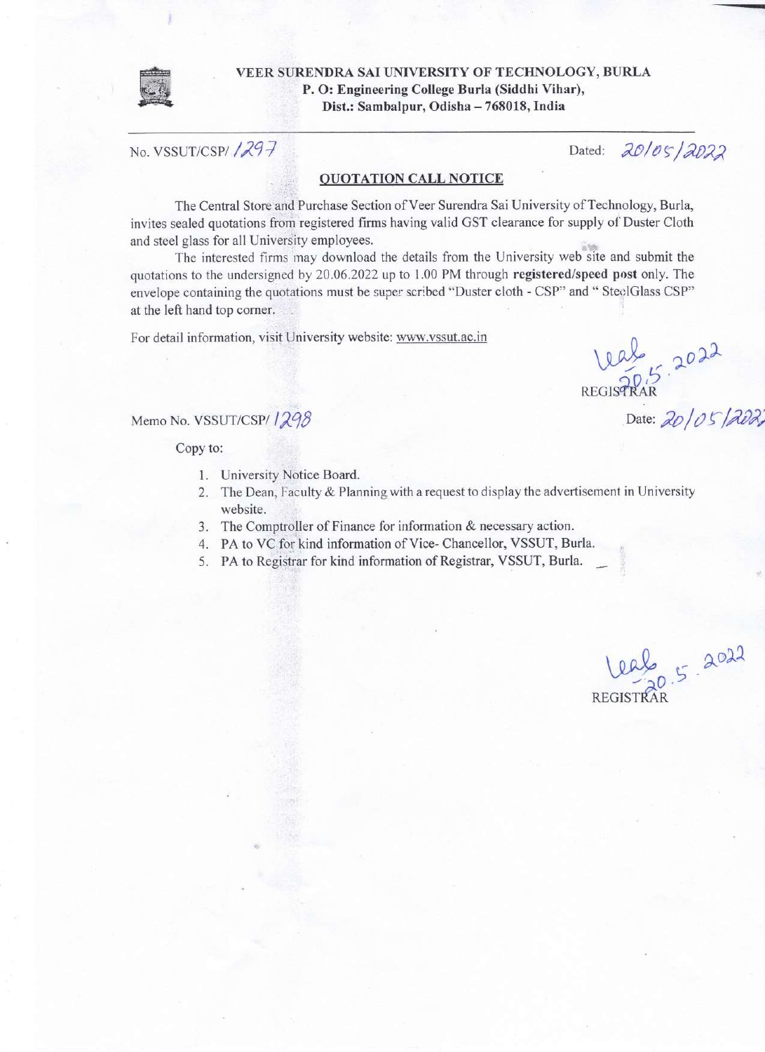**VEER SURENDRA SAI UNIVERSITY OF TECHNOLOGY, BURLA**
**P. O: Engineering College Burla (Siddhi Vihar),**
**Dist.: Sambalpur, Odisha – 768018, India**

No. VSSUT/CSP/ 1297 Dated: 20/05/2022

## QUOTATION CALL NOTICE

The Central Store and Purchase Section of Veer Surendra Sai University of Technology, Burla, invites sealed quotations from registered firms having valid GST clearance for supply of Duster Cloth and steel glass for all University employees.

The interested firms may download the details from the University web site and submit the quotations to the undersigned by 20.06.2022 up to 1.00 PM through **registered/speed post** only. The envelope containing the quotations must be super scribed "Duster cloth - CSP" and " SteelGlass CSP" at the left hand top corner.

For detail information, visit University website: www.vssut.ac.in

20.5.2022
REGISTRAR

Memo No. VSSUT/CSP/ 1298 Date: 20/05/2022

Copy to:

1. University Notice Board.
2. The Dean, Faculty & Planning with a request to display the advertisement in University website.
3. The Comptroller of Finance for information & necessary action.
4. PA to VC for kind information of Vice- Chancellor, VSSUT, Burla.
5. PA to Registrar for kind information of Registrar, VSSUT, Burla.

20.5.2022
REGISTRAR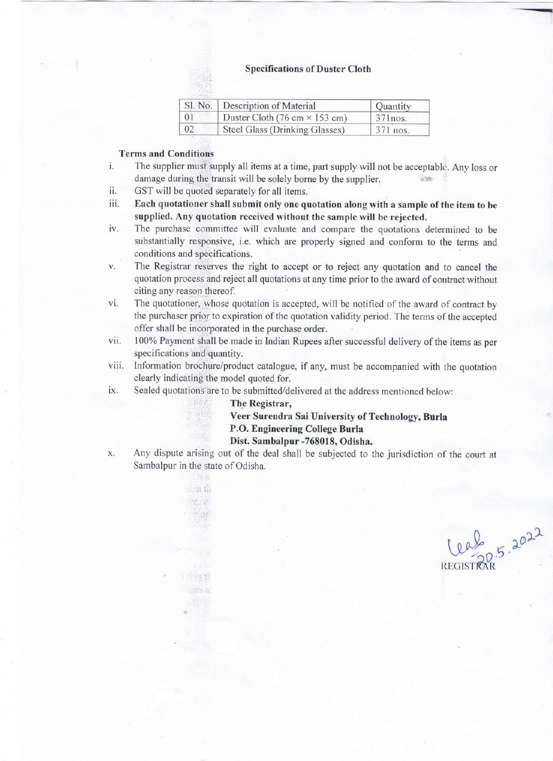## Specifications of Duster Cloth

| Sl. No. | Description of Material | Quantity |
|---|---|---|
| 01 | Duster Cloth (76 cm × 153 cm) | 371nos. |
| 02 | Steel Glass (Drinking Glasses) | 371 nos. |

### Terms and Conditions

i. The supplier must supply all items at a time, part supply will not be acceptable. Any loss or damage during the transit will be solely borne by the supplier.

ii. GST will be quoted separately for all items.

iii. **Each quotationer shall submit only one quotation along with a sample of the item to be supplied. Any quotation received without the sample will be rejected.**

iv. The purchase committee will evaluate and compare the quotations determined to be substantially responsive, i.e. which are properly signed and conform to the terms and conditions and specifications.

v. The Registrar reserves the right to accept or to reject any quotation and to cancel the quotation process and reject all quotations at any time prior to the award of contract without citing any reason thereof.

vi. The quotationer, whose quotation is accepted, will be notified of the award of contract by the purchaser prior to expiration of the quotation validity period. The terms of the accepted offer shall be incorporated in the purchase order.

vii. 100% Payment shall be made in Indian Rupees after successful delivery of the items as per specifications and quantity.

viii. Information brochure/product catalogue, if any, must be accompanied with the quotation clearly indicating the model quoted for.

ix. Sealed quotations are to be submitted/delivered at the address mentioned below:

**The Registrar,**
**Veer Surendra Sai University of Technology, Burla**
**P.O. Engineering College Burla**
**Dist. Sambalpur -768018, Odisha.**

x. Any dispute arising out of the deal shall be subjected to the jurisdiction of the court at Sambalpur in the state of Odisha.

20.5.2022
REGISTRAR